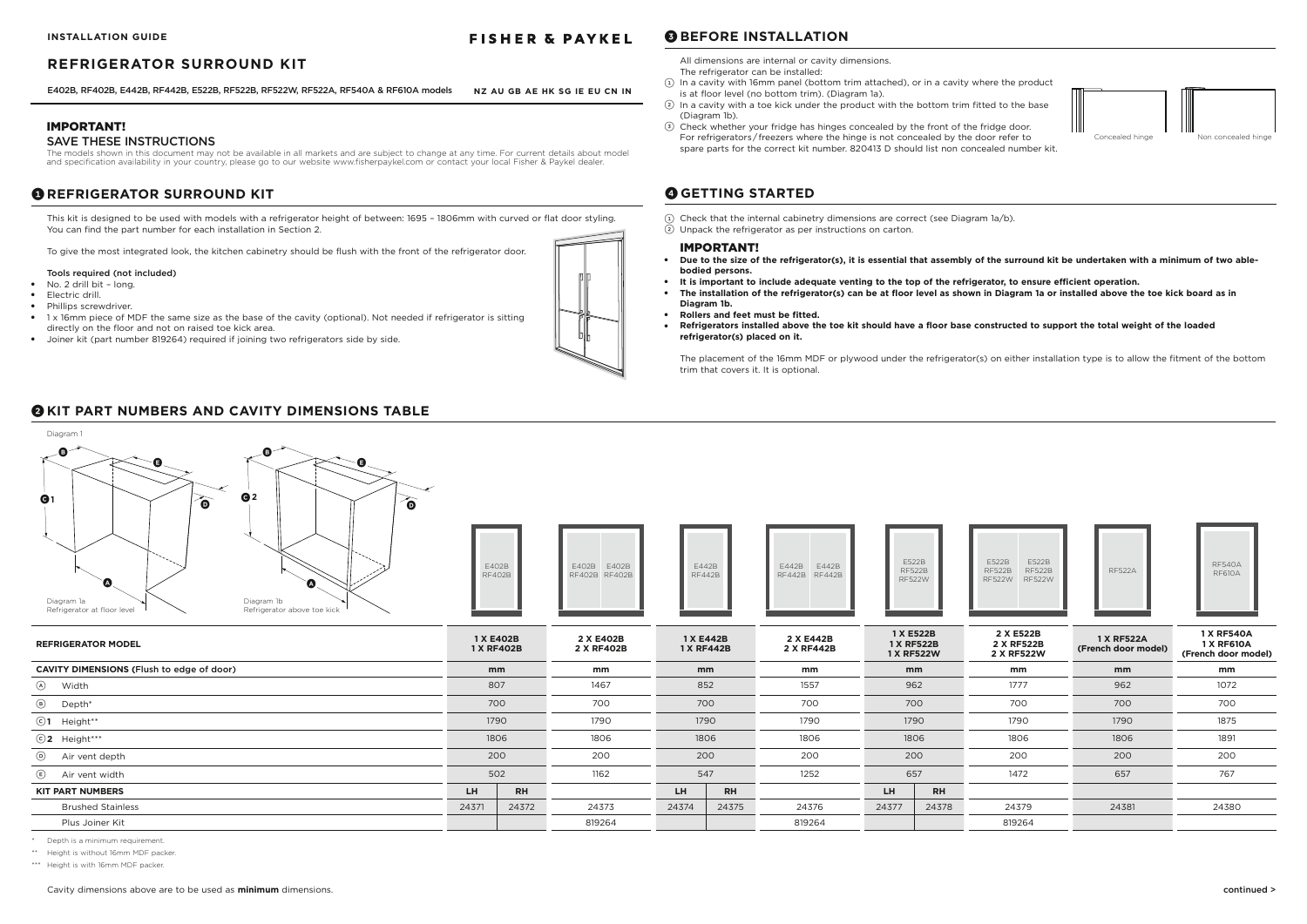INSTALLATION GUIDE

FISHER & PAYKEL

# REFRIGERATOR SURROUND KIT

E402B, RF402B, E442B, RF442B, E522B, RF522B, RF522W, RF522A, RF540A & RF610A models — NZ AU GB AE HK SG IE EU CN IN

### IMPORTANT!

SAVE THESE INSTRUCTIONS

The models shown in this document may not be available in all markets and are subject to change at any time. For current details about model and specification availability in your country, please go to our website www.fisherpaykel.com or contact your local Fisher & Paykel dealer.

## 1 REFRIGERATOR SURROUND KIT

This kit is designed to be used with models with a refrigerator height of between: 1695 – 1806mm with curved or flat door styling. You can find the part number for each installation in Section 2.

To give the most integrated look, the kitchen cabinetry should be flush with the front of the refrigerator door.

Tools required (not included)

- No. 2 drill bit – long.
- Electric drill.
- Phillips screwdriver.
- 1 x 16mm piece of MDF the same size as the base of the cavity (optional). Not needed if refrigerator is sitting directly on the floor and not on raised toe kick area.
- Joiner kit (part number 819264) required if joining two refrigerators side by side.

## 3 BEFORE INSTALLATION

All dimensions are internal or cavity dimensions.

The refrigerator can be installed:

1. In a cavity with 16mm panel (bottom trim attached), or in a cavity where the product is at floor level (no bottom trim). (Diagram 1a).
2. In a cavity with a toe kick under the product with the bottom trim fitted to the base (Diagram 1b).
3. Check whether your fridge has hinges concealed by the front of the fridge door. For refrigerators / freezers where the hinge is not concealed by the door refer to spare parts for the correct kit number. 820413 D should list non concealed number kit.

Concealed hinge — Non concealed hinge

## 4 GETTING STARTED

1. Check that the internal cabinetry dimensions are correct (see Diagram 1a/b).
2. Unpack the refrigerator as per instructions on carton.

### IMPORTANT!

- **Due to the size of the refrigerator(s), it is essential that assembly of the surround kit be undertaken with a minimum of two able-bodied persons.**
- **It is important to include adequate venting to the top of the refrigerator, to ensure efficient operation.**
- **The installation of the refrigerator(s) can be at floor level as shown in Diagram 1a or installed above the toe kick board as in Diagram 1b.**
- **Rollers and feet must be fitted.**
- **Refrigerators installed above the toe kit should have a floor base constructed to support the total weight of the loaded refrigerator(s) placed on it.**

The placement of the 16mm MDF or plywood under the refrigerator(s) on either installation type is to allow the fitment of the bottom trim that covers it. It is optional.

## 2 KIT PART NUMBERS AND CAVITY DIMENSIONS TABLE

Diagram 1

Diagram 1a — Refrigerator at floor level

Diagram 1b — Refrigerator above toe kick

| REFRIGERATOR MODEL | 1 X E402B 1 X RF402B | | 2 X E402B 2 X RF402B | 1 X E442B 1 X RF442B | | 2 X E442B 2 X RF442B | 1 X E522B 1 X RF522B 1 X RF522W | | 2 X E522B 2 X RF522B 2 X RF522W | 1 X RF522A (French door model) | 1 X RF540A 1 X RF610A (French door model) |
|---|---|---|---|---|---|---|---|---|---|---|---|
| **CAVITY DIMENSIONS** (Flush to edge of door) | mm | | mm | mm | | mm | mm | | mm | mm | mm |
| (A) Width | 807 | | 1467 | 852 | | 1557 | 962 | | 1777 | 962 | 1072 |
| (B) Depth* | 700 | | 700 | 700 | | 700 | 700 | | 700 | 700 | 700 |
| (C)1 Height** | 1790 | | 1790 | 1790 | | 1790 | 1790 | | 1790 | 1790 | 1875 |
| (C)2 Height*** | 1806 | | 1806 | 1806 | | 1806 | 1806 | | 1806 | 1806 | 1891 |
| (D) Air vent depth | 200 | | 200 | 200 | | 200 | 200 | | 200 | 200 | 200 |
| (E) Air vent width | 502 | | 1162 | 547 | | 1252 | 657 | | 1472 | 657 | 767 |
| **KIT PART NUMBERS** | LH | RH | | LH | RH | | LH | RH | | | |
| Brushed Stainless | 24371 | 24372 | 24373 | 24374 | 24375 | 24376 | 24377 | 24378 | 24379 | 24381 | 24380 |
| Plus Joiner Kit | | | 819264 | | | 819264 | | | 819264 | | |

\* Depth is a minimum requirement.

\*\* Height is without 16mm MDF packer.

\*\*\* Height is with 16mm MDF packer.

Cavity dimensions above are to be used as **minimum** dimensions.

continued >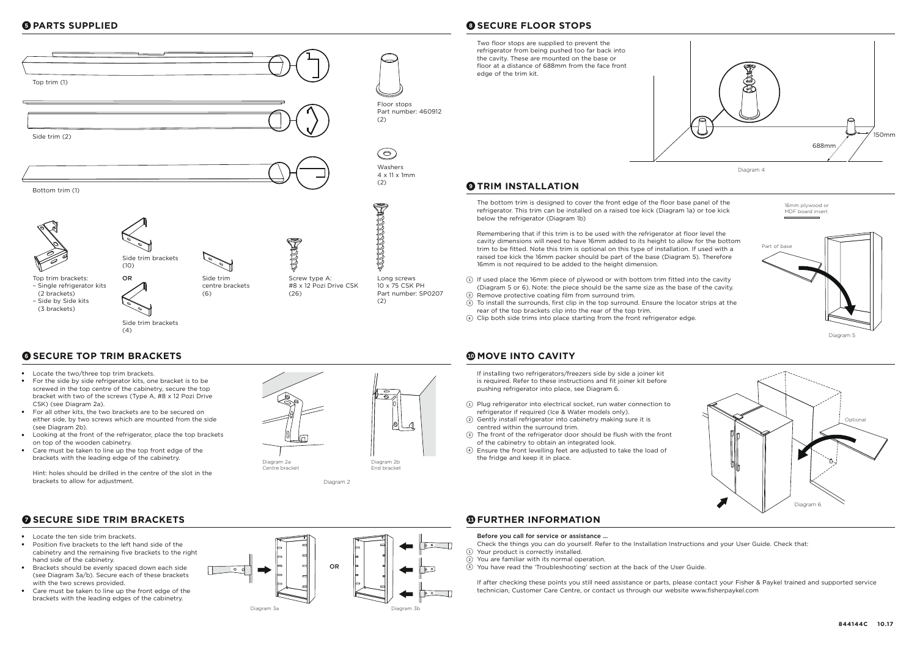## 5 PARTS SUPPLIED

Top trim (1)

Side trim (2)

Bottom trim (1)

Floor stops
Part number: 460912
(2)

Washers
4 x 11 x 1mm
(2)

Top trim brackets:
- Single refrigerator kits (2 brackets)
- Side by Side kits (3 brackets)

Side trim brackets
(10)

OR

Side trim brackets
(4)

Side trim centre brackets
(6)

Screw type A:
#8 x 12 Pozi Drive CSK
(26)

Long screws
10 x 75 CSK PH
Part number: SP0207
(2)

## 6 SECURE TOP TRIM BRACKETS

- Locate the two/three top trim brackets.
- For the side by side refrigerator kits, one bracket is to be screwed in the top centre of the cabinetry, secure the top bracket with two of the screws (Type A, #8 x 12 Pozi Drive CSK) (see Diagram 2a).
- For all other kits, the two brackets are to be secured on either side, by two screws which are mounted from the side (see Diagram 2b).
- Looking at the front of the refrigerator, place the top brackets on top of the wooden cabinetry.
- Care must be taken to line up the top front edge of the brackets with the leading edge of the cabinetry.

Hint: holes should be drilled in the centre of the slot in the brackets to allow for adjustment.

Diagram 2a
Centre bracket

Diagram 2b
End bracket

Diagram 2

## 7 SECURE SIDE TRIM BRACKETS

- Locate the ten side trim brackets.
- Position five brackets to the left hand side of the cabinetry and the remaining five brackets to the right hand side of the cabinetry.
- Brackets should be evenly spaced down each side (see Diagram 3a/b). Secure each of these brackets with the two screws provided.
- Care must be taken to line up the front edge of the brackets with the leading edges of the cabinetry.

OR

Diagram 3a

Diagram 3b

## 8 SECURE FLOOR STOPS

Two floor stops are supplied to prevent the refrigerator from being pushed too far back into the cavity. These are mounted on the base or floor at a distance of 688mm from the face front edge of the trim kit.

150mm

688mm

Diagram 4

## 9 TRIM INSTALLATION

The bottom trim is designed to cover the front edge of the floor base panel of the refrigerator. This trim can be installed on a raised toe kick (Diagram 1a) or toe kick below the refrigerator (Diagram 1b)

Remembering that if this trim is to be used with the refrigerator at floor level the cavity dimensions will need to have 16mm added to its height to allow for the bottom trim to be fitted. Note this trim is optional on this type of installation. If used with a raised toe kick the 16mm packer should be part of the base (Diagram 5). Therefore 16mm is not required to be added to the height dimension.

1. If used place the 16mm piece of plywood or with bottom trim fitted into the cavity (Diagram 5 or 6). Note: the piece should be the same size as the base of the cavity.
2. Remove protective coating film from surround trim.
3. To install the surrounds, first clip in the top surround. Ensure the locator strips at the rear of the top brackets clip into the rear of the top trim.
4. Clip both side trims into place starting from the front refrigerator edge.

16mm plywood or MDF board insert

Part of base

Diagram 5

## 10 MOVE INTO CAVITY

If installing two refrigerators/freezers side by side a joiner kit is required. Refer to these instructions and fit joiner kit before pushing refrigerator into place, see Diagram 6.

1. Plug refrigerator into electrical socket, run water connection to refrigerator if required (Ice & Water models only).
2. Gently install refrigerator into cabinetry making sure it is centred within the surround trim.
3. The front of the refrigerator door should be flush with the front of the cabinetry to obtain an integrated look.
4. Ensure the front levelling feet are adjusted to take the load of the fridge and keep it in place.

Optional

Diagram 6

## 11 FURTHER INFORMATION

**Before you call for service or assistance ...**

Check the things you can do yourself. Refer to the Installation Instructions and your User Guide. Check that:

1. Your product is correctly installed.
2. You are familiar with its normal operation.
3. You have read the 'Troubleshooting' section at the back of the User Guide.

If after checking these points you still need assistance or parts, please contact your Fisher & Paykel trained and supported service technician, Customer Care Centre, or contact us through our website www.fisherpaykel.com

**844144C 10.17**